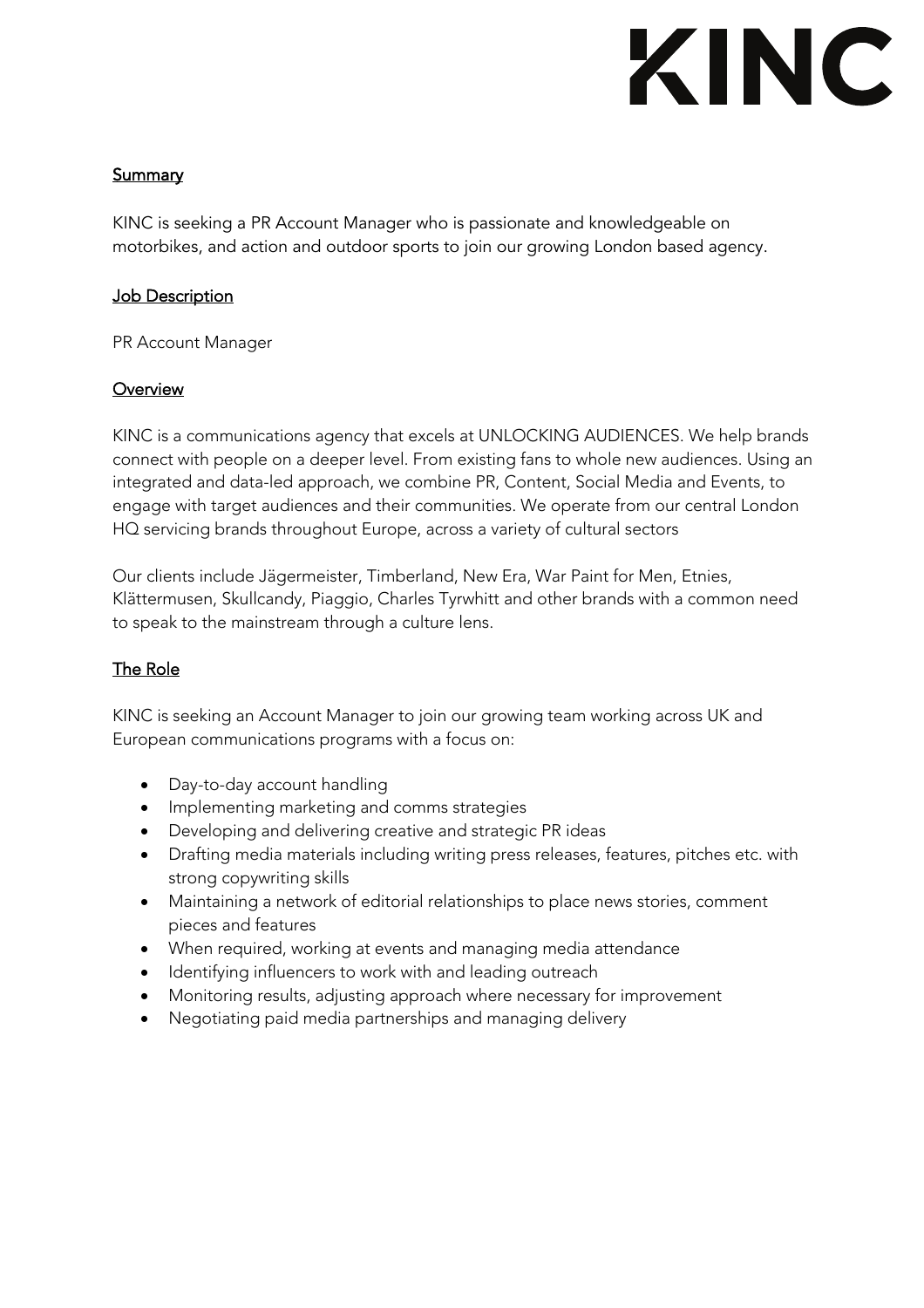# KINC

## Summary

KINC is seeking a PR Account Manager who is passionate and knowledgeable on motorbikes, and action and outdoor sports to join our growing London based agency.

## Job Description

PR Account Manager

## Overview

KINC is a communications agency that excels at UNLOCKING AUDIENCES. We help brands connect with people on a deeper level. From existing fans to whole new audiences. Using an integrated and data-led approach, we combine PR, Content, Social Media and Events, to engage with target audiences and their communities. We operate from our central London HQ servicing brands throughout Europe, across a variety of cultural sectors

Our clients include Jägermeister, Timberland, New Era, War Paint for Men, Etnies, Klättermusen, Skullcandy, Piaggio, Charles Tyrwhitt and other brands with a common need to speak to the mainstream through a culture lens.

## The Role

KINC is seeking an Account Manager to join our growing team working across UK and European communications programs with a focus on:

- Day-to-day account handling
- Implementing marketing and comms strategies
- Developing and delivering creative and strategic PR ideas
- Drafting media materials including writing press releases, features, pitches etc. with strong copywriting skills
- Maintaining a network of editorial relationships to place news stories, comment pieces and features
- When required, working at events and managing media attendance
- Identifying influencers to work with and leading outreach
- Monitoring results, adjusting approach where necessary for improvement
- Negotiating paid media partnerships and managing delivery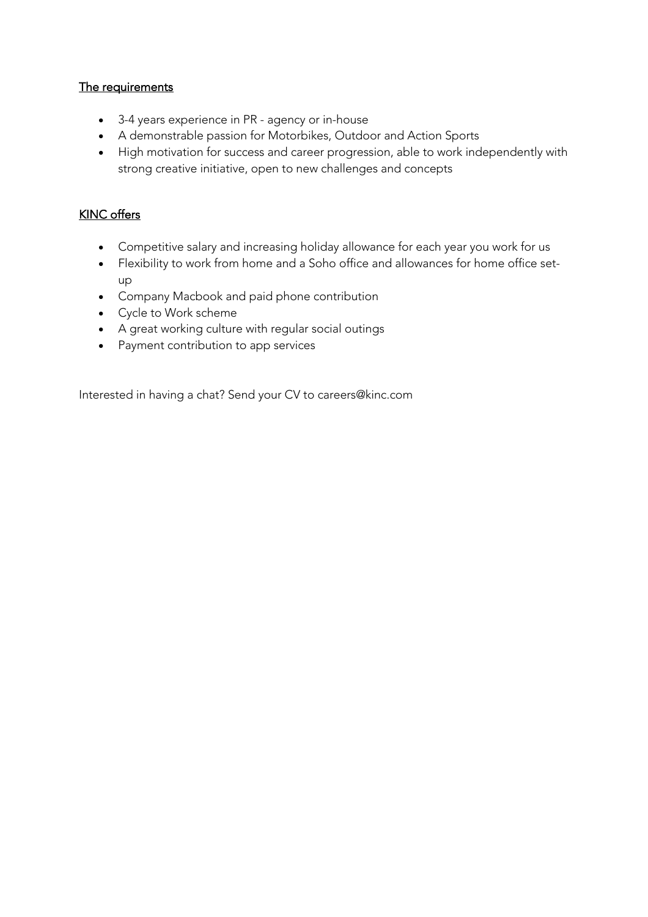<u>The requirements</u>

- 3-4 years experience in PR - agency or in-house
- A demonstrable passion for Motorbikes, Outdoor and Action Sports
- High motivation for success and career progression, able to work independently with strong creative initiative, open to new challenges and concepts

<u>KINC offers</u>

- Competitive salary and increasing holiday allowance for each year you work for us
- Flexibility to work from home and a Soho office and allowances for home office set-up
- Company Macbook and paid phone contribution
- Cycle to Work scheme
- A great working culture with regular social outings
- Payment contribution to app services

Interested in having a chat? Send your CV to careers@kinc.com